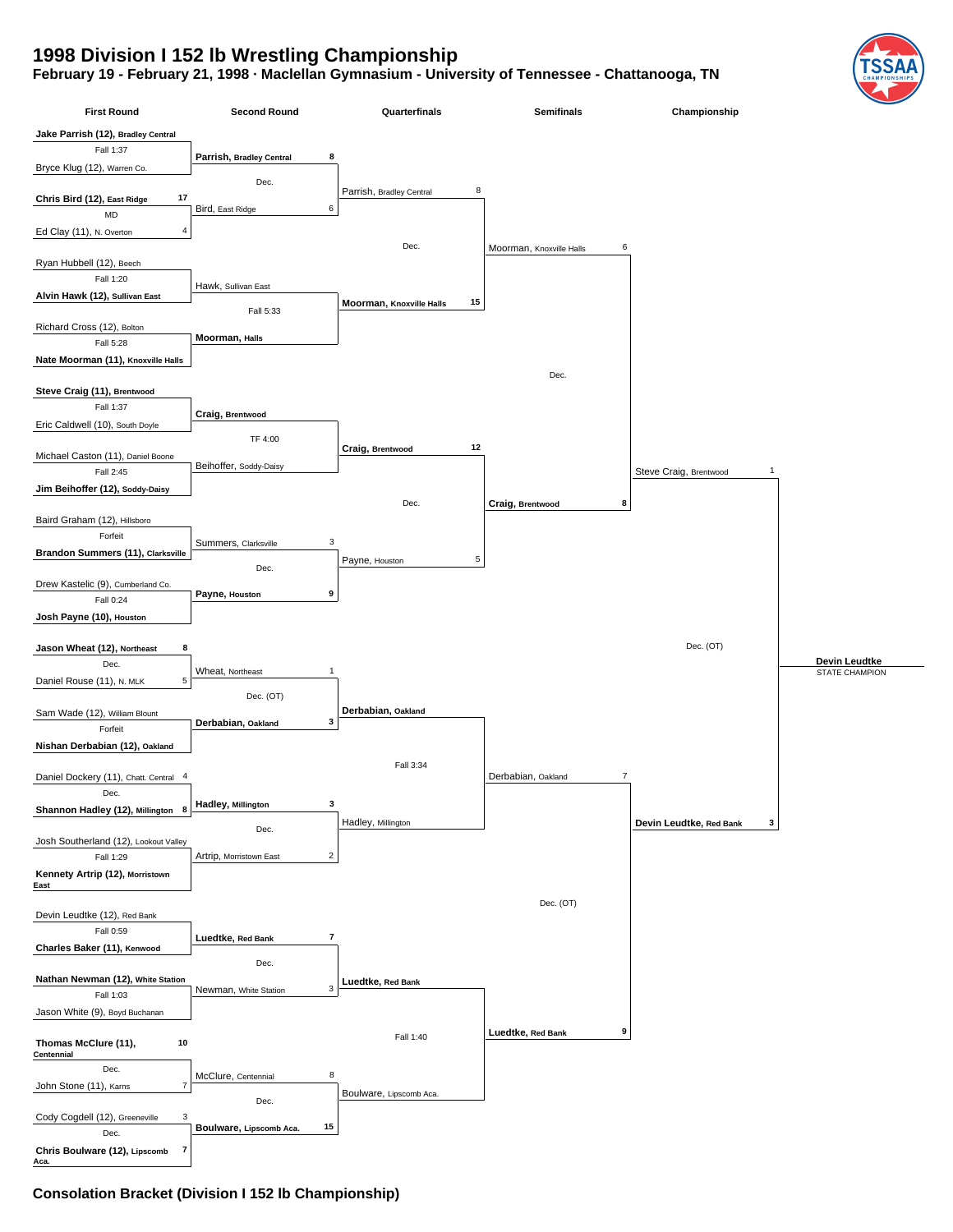# 1998 Division I 152 lb Wrestling Championship

**February 19 - February 21, 1998 · Maclellan Gymnasium - University of Tennessee - Chattanooga, TN**

### First Round

| Winner | Loser | Result |
|---|---|---|
| **Jake Parrish (12), Bradley Central** | Bryce Klug (12), Warren Co. | Fall 1:37 |
| **Chris Bird (12), East Ridge** 17 | Ed Clay (11), N. Overton 4 | MD |
| **Alvin Hawk (12), Sullivan East** | Ryan Hubbell (12), Beech | Fall 1:20 |
| **Nate Moorman (11), Knoxville Halls** | Richard Cross (12), Bolton | Fall 5:28 |
| **Steve Craig (11), Brentwood** | Eric Caldwell (10), South Doyle | Fall 1:37 |
| **Jim Beihoffer (12), Soddy-Daisy** | Michael Caston (11), Daniel Boone | Fall 2:45 |
| **Brandon Summers (11), Clarksville** | Baird Graham (12), Hillsboro | Forfeit |
| **Josh Payne (10), Houston** | Drew Kastelic (9), Cumberland Co. | Fall 0:24 |
| **Jason Wheat (12), Northeast** 8 | Daniel Rouse (11), N. MLK 5 | Dec. |
| **Nishan Derbabian (12), Oakland** | Sam Wade (12), William Blount | Forfeit |
| **Shannon Hadley (12), Millington** 8 | Daniel Dockery (11), Chatt. Central 4 | Dec. |
| **Kennety Artrip (12), Morristown East** | Josh Southerland (12), Lookout Valley | Fall 1:29 |
| **Charles Baker (11), Kenwood** | Devin Leudtke (12), Red Bank | Fall 0:59 |
| **Nathan Newman (12), White Station** | Jason White (9), Boyd Buchanan | Fall 1:03 |
| **Thomas McClure (11), Centennial** 10 | John Stone (11), Karns 7 | Dec. |
| **Chris Boulware (12), Lipscomb Aca.** 7 | Cody Cogdell (12), Greeneville 3 | Dec. |

### Second Round

| Winner | Loser | Result |
|---|---|---|
| **Parrish, Bradley Central** 8 | Bird, East Ridge 6 | Dec. |
| **Moorman, Halls** | Hawk, Sullivan East | Fall 5:33 |
| **Craig, Brentwood** | Beihoffer, Soddy-Daisy | TF 4:00 |
| **Payne, Houston** 9 | Summers, Clarksville 3 | Dec. |
| **Derbabian, Oakland** 3 | Wheat, Northeast 1 | Dec. (OT) |
| **Hadley, Millington** 3 | Artrip, Morristown East 2 | Dec. |
| **Luedtke, Red Bank** 7 | Newman, White Station 3 | Dec. |
| **Boulware, Lipscomb Aca.** 15 | McClure, Centennial 8 | Dec. |

### Quarterfinals

| Winner | Loser | Result |
|---|---|---|
| **Moorman, Knoxville Halls** 15 | Parrish, Bradley Central 8 | Dec. |
| **Craig, Brentwood** 12 | Payne, Houston 5 | Dec. |
| **Derbabian, Oakland** | Hadley, Millington | Fall 3:34 |
| **Luedtke, Red Bank** | Boulware, Lipscomb Aca. | Fall 1:40 |

### Semifinals

| Winner | Loser | Result |
|---|---|---|
| **Craig, Brentwood** 8 | Moorman, Knoxville Halls 6 | Dec. |
| **Luedtke, Red Bank** 9 | Derbabian, Oakland 7 | Dec. (OT) |

### Championship

| Winner | Loser | Result |
|---|---|---|
| **Devin Leudtke, Red Bank** 3 | Steve Craig, Brentwood 1 | Dec. (OT) |

**Devin Leudtke**
STATE CHAMPION

## Consolation Bracket (Division I 152 lb Championship)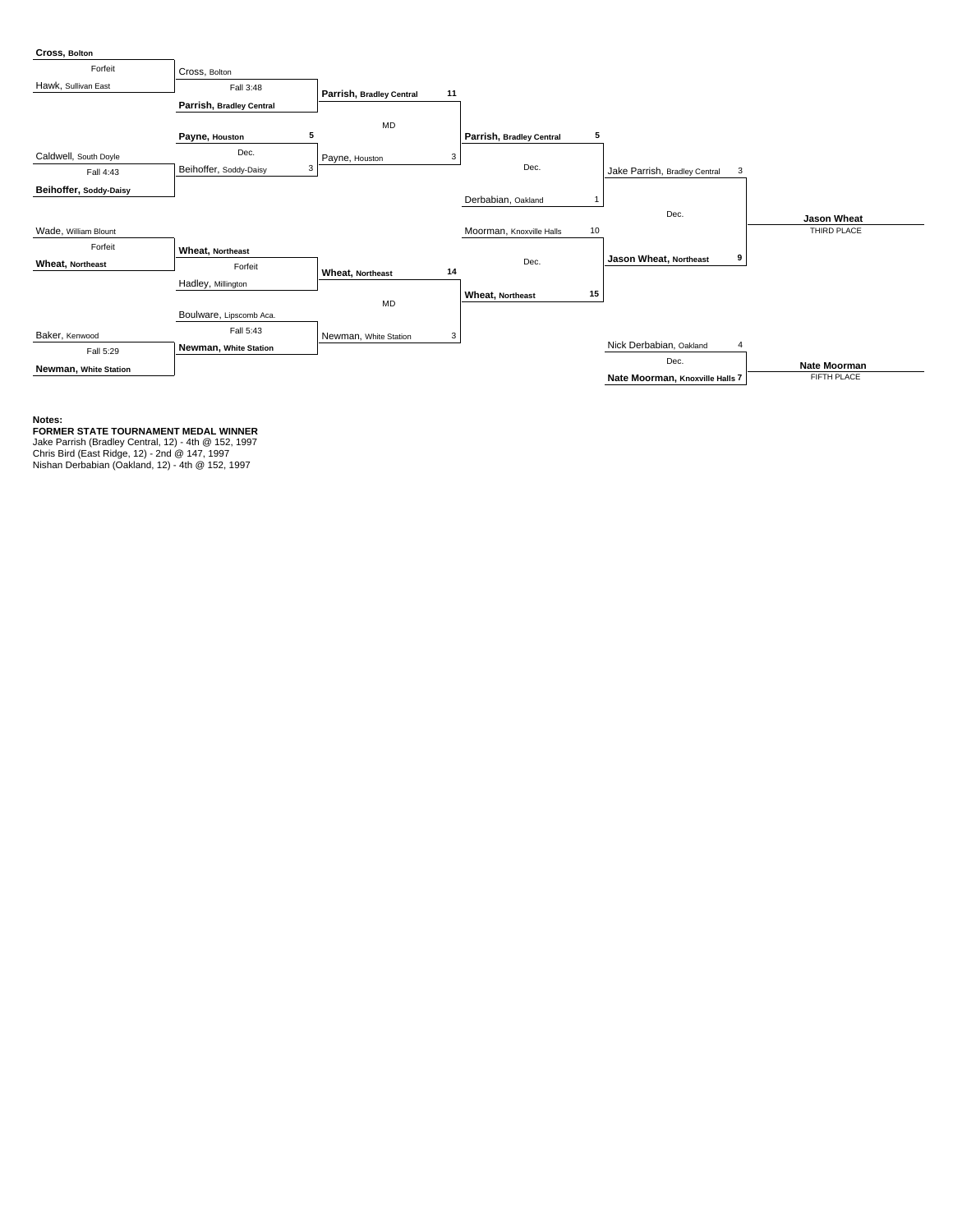**Cross, Bolton**
Forfeit
Hawk, Sullivan East

Cross, Bolton
Fall 3:48
**Parrish, Bradley Central**

**Parrish, Bradley Central** 11
MD
Payne, Houston 3

**Payne, Houston** 5
Dec.
Beihoffer, Soddy-Daisy 3

Caldwell, South Doyle
Fall 4:43
**Beihoffer, Soddy-Daisy**

**Parrish, Bradley Central** 5
Dec.
Derbabian, Oakland 1

Jake Parrish, Bradley Central 3
Dec.
**Jason Wheat, Northeast** 9

**Jason Wheat**
THIRD PLACE

Wade, William Blount
Forfeit
**Wheat, Northeast**

**Wheat, Northeast**
Forfeit
Hadley, Millington

**Wheat, Northeast** 14
MD
Newman, White Station 3

Boulware, Lipscomb Aca.
Fall 5:43
**Newman, White Station**

Baker, Kenwood
Fall 5:29
**Newman, White Station**

Moorman, Knoxville Halls 10
Dec.
**Wheat, Northeast** 15

Nick Derbabian, Oakland 4
Dec.
**Nate Moorman, Knoxville Halls** 7

**Nate Moorman**
FIFTH PLACE

**Notes:**
**FORMER STATE TOURNAMENT MEDAL WINNER**
Jake Parrish (Bradley Central, 12) - 4th @ 152, 1997
Chris Bird (East Ridge, 12) - 2nd @ 147, 1997
Nishan Derbabian (Oakland, 12) - 4th @ 152, 1997